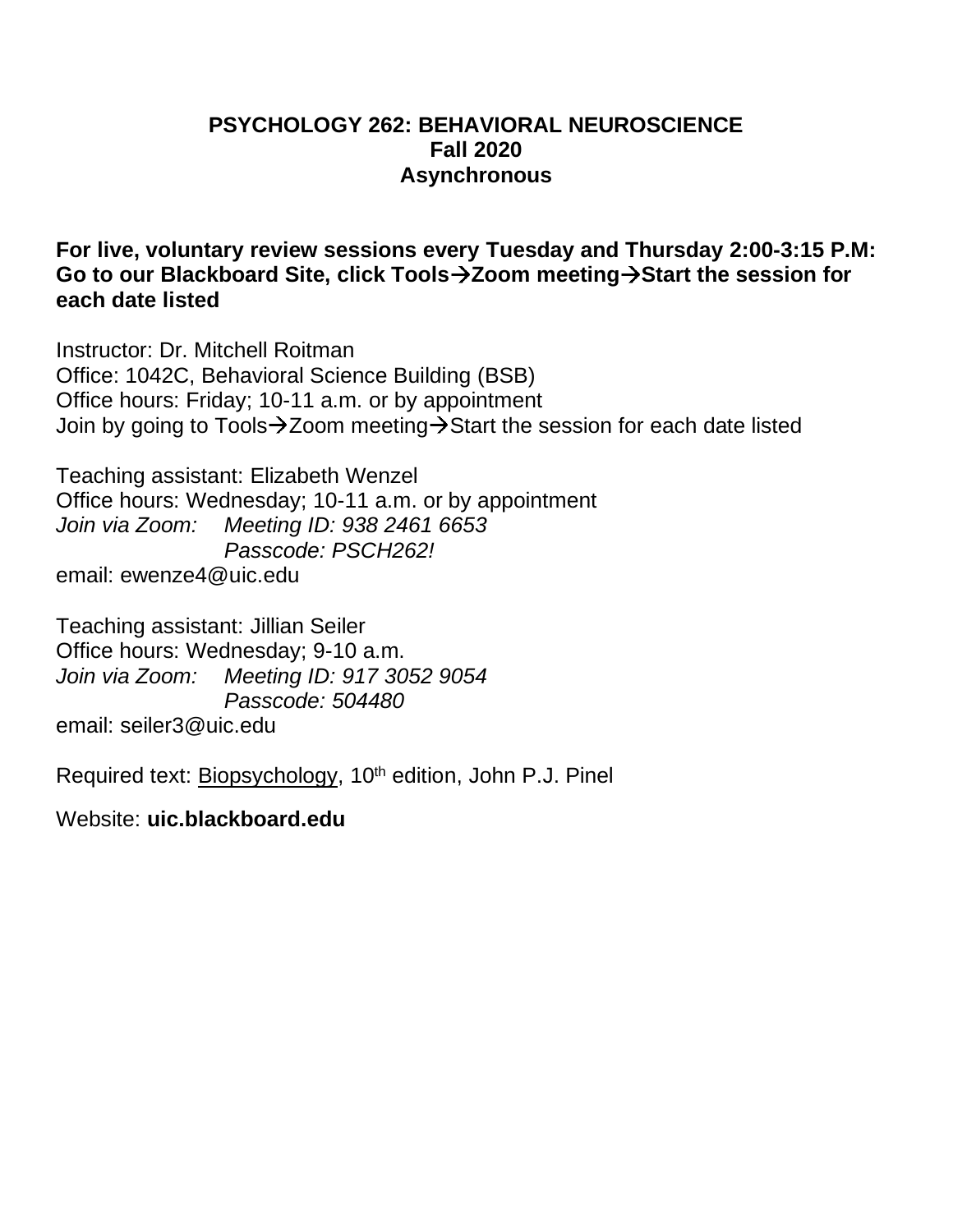# PSYCHOLOGY 262: BEHAVIORAL NEUROSCIENCE
## Fall 2020
## Asynchronous

**For live, voluntary review sessions every Tuesday and Thursday 2:00-3:15 P.M: Go to our Blackboard Site, click Tools→Zoom meeting→Start the session for each date listed**

Instructor: Dr. Mitchell Roitman
Office: 1042C, Behavioral Science Building (BSB)
Office hours: Friday; 10-11 a.m. or by appointment
Join by going to Tools→Zoom meeting→Start the session for each date listed

Teaching assistant: Elizabeth Wenzel
Office hours: Wednesday; 10-11 a.m. or by appointment
*Join via Zoom: Meeting ID: 938 2461 6653*
*Passcode: PSCH262!*
email: ewenze4@uic.edu

Teaching assistant: Jillian Seiler
Office hours: Wednesday; 9-10 a.m.
*Join via Zoom: Meeting ID: 917 3052 9054*
*Passcode: 504480*
email: seiler3@uic.edu

Required text: Biopsychology, 10th edition, John P.J. Pinel

Website: **uic.blackboard.edu**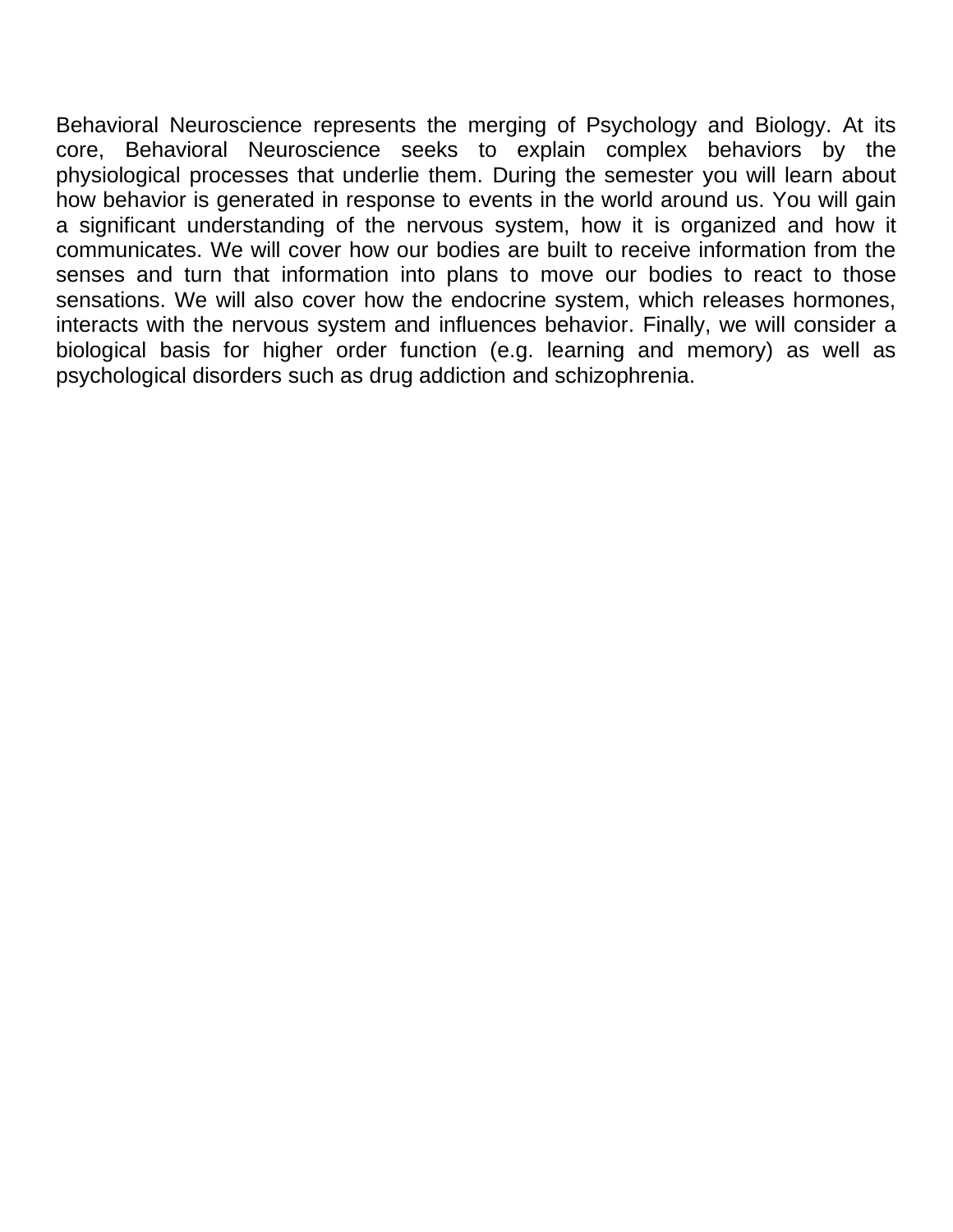Behavioral Neuroscience represents the merging of Psychology and Biology. At its core, Behavioral Neuroscience seeks to explain complex behaviors by the physiological processes that underlie them. During the semester you will learn about how behavior is generated in response to events in the world around us. You will gain a significant understanding of the nervous system, how it is organized and how it communicates. We will cover how our bodies are built to receive information from the senses and turn that information into plans to move our bodies to react to those sensations. We will also cover how the endocrine system, which releases hormones, interacts with the nervous system and influences behavior. Finally, we will consider a biological basis for higher order function (e.g. learning and memory) as well as psychological disorders such as drug addiction and schizophrenia.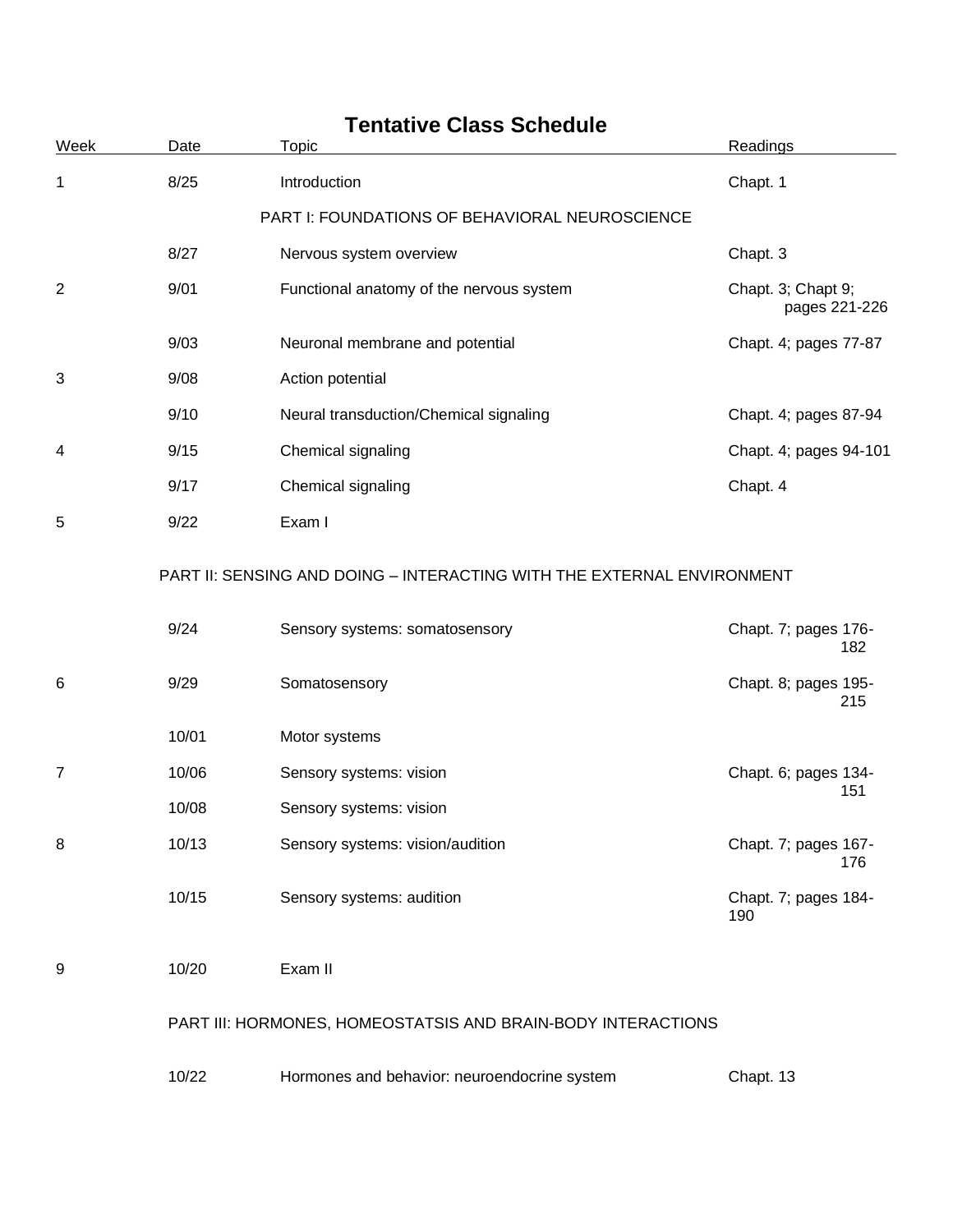# Tentative Class Schedule

| Week | Date | Topic | Readings |
|---|---|---|---|
| 1 | 8/25 | Introduction | Chapt. 1 |
| | | PART I: FOUNDATIONS OF BEHAVIORAL NEUROSCIENCE | |
| | 8/27 | Nervous system overview | Chapt. 3 |
| 2 | 9/01 | Functional anatomy of the nervous system | Chapt. 3; Chapt 9; pages 221-226 |
| | 9/03 | Neuronal membrane and potential | Chapt. 4; pages 77-87 |
| 3 | 9/08 | Action potential | |
| | 9/10 | Neural transduction/Chemical signaling | Chapt. 4; pages 87-94 |
| 4 | 9/15 | Chemical signaling | Chapt. 4; pages 94-101 |
| | 9/17 | Chemical signaling | Chapt. 4 |
| 5 | 9/22 | Exam I | |
| | | PART II: SENSING AND DOING – INTERACTING WITH THE EXTERNAL ENVIRONMENT | |
| | 9/24 | Sensory systems: somatosensory | Chapt. 7; pages 176-182 |
| 6 | 9/29 | Somatosensory | Chapt. 8; pages 195-215 |
| | 10/01 | Motor systems | |
| 7 | 10/06 | Sensory systems: vision | Chapt. 6; pages 134-151 |
| | 10/08 | Sensory systems: vision | |
| 8 | 10/13 | Sensory systems: vision/audition | Chapt. 7; pages 167-176 |
| | 10/15 | Sensory systems: audition | Chapt. 7; pages 184-190 |
| 9 | 10/20 | Exam II | |
| | | PART III: HORMONES, HOMEOSTATSIS AND BRAIN-BODY INTERACTIONS | |
| | 10/22 | Hormones and behavior: neuroendocrine system | Chapt. 13 |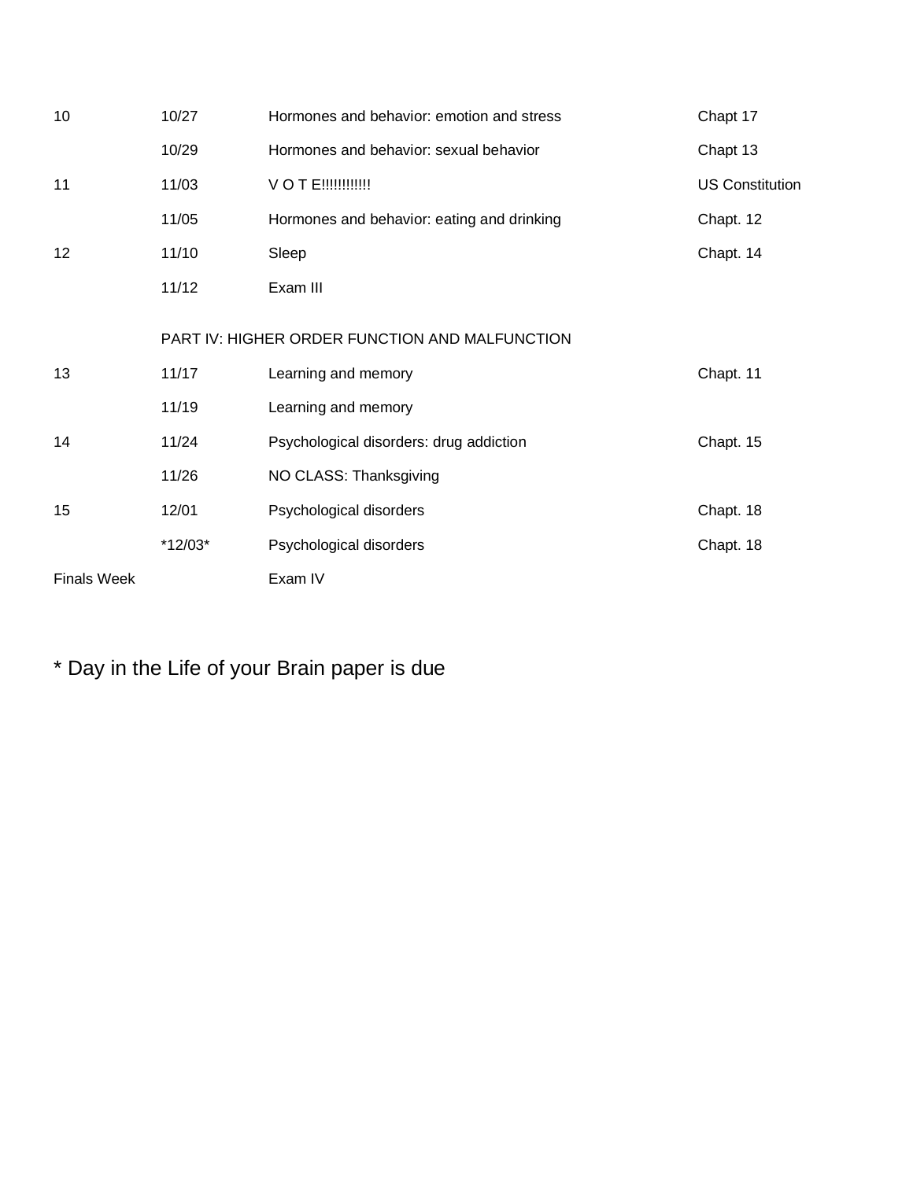| | | | |
|---|---|---|---|
| 10 | 10/27 | Hormones and behavior: emotion and stress | Chapt 17 |
| | 10/29 | Hormones and behavior: sexual behavior | Chapt 13 |
| 11 | 11/03 | V O T E!!!!!!!!!!!! | US Constitution |
| | 11/05 | Hormones and behavior: eating and drinking | Chapt. 12 |
| 12 | 11/10 | Sleep | Chapt. 14 |
| | 11/12 | Exam III | |
| | PART IV: HIGHER ORDER FUNCTION AND MALFUNCTION | | |
| 13 | 11/17 | Learning and memory | Chapt. 11 |
| | 11/19 | Learning and memory | |
| 14 | 11/24 | Psychological disorders: drug addiction | Chapt. 15 |
| | 11/26 | NO CLASS: Thanksgiving | |
| 15 | 12/01 | Psychological disorders | Chapt. 18 |
| | *12/03* | Psychological disorders | Chapt. 18 |
| Finals Week | | Exam IV | |

* Day in the Life of your Brain paper is due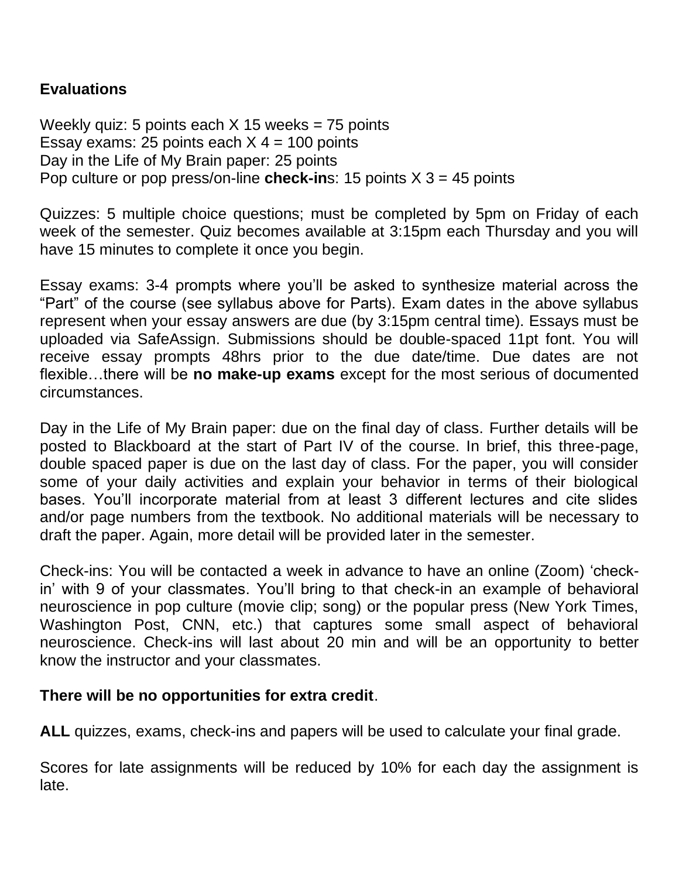**Evaluations**

Weekly quiz: 5 points each X 15 weeks = 75 points
Essay exams: 25 points each X 4 = 100 points
Day in the Life of My Brain paper: 25 points
Pop culture or pop press/on-line **check-in**s: 15 points X 3 = 45 points

Quizzes: 5 multiple choice questions; must be completed by 5pm on Friday of each week of the semester. Quiz becomes available at 3:15pm each Thursday and you will have 15 minutes to complete it once you begin.

Essay exams: 3-4 prompts where you'll be asked to synthesize material across the "Part" of the course (see syllabus above for Parts). Exam dates in the above syllabus represent when your essay answers are due (by 3:15pm central time). Essays must be uploaded via SafeAssign. Submissions should be double-spaced 11pt font. You will receive essay prompts 48hrs prior to the due date/time. Due dates are not flexible…there will be **no make-up exams** except for the most serious of documented circumstances.

Day in the Life of My Brain paper: due on the final day of class. Further details will be posted to Blackboard at the start of Part IV of the course. In brief, this three-page, double spaced paper is due on the last day of class. For the paper, you will consider some of your daily activities and explain your behavior in terms of their biological bases. You'll incorporate material from at least 3 different lectures and cite slides and/or page numbers from the textbook. No additional materials will be necessary to draft the paper. Again, more detail will be provided later in the semester.

Check-ins: You will be contacted a week in advance to have an online (Zoom) 'check-in' with 9 of your classmates. You'll bring to that check-in an example of behavioral neuroscience in pop culture (movie clip; song) or the popular press (New York Times, Washington Post, CNN, etc.) that captures some small aspect of behavioral neuroscience. Check-ins will last about 20 min and will be an opportunity to better know the instructor and your classmates.

**There will be no opportunities for extra credit**.

**ALL** quizzes, exams, check-ins and papers will be used to calculate your final grade.

Scores for late assignments will be reduced by 10% for each day the assignment is late.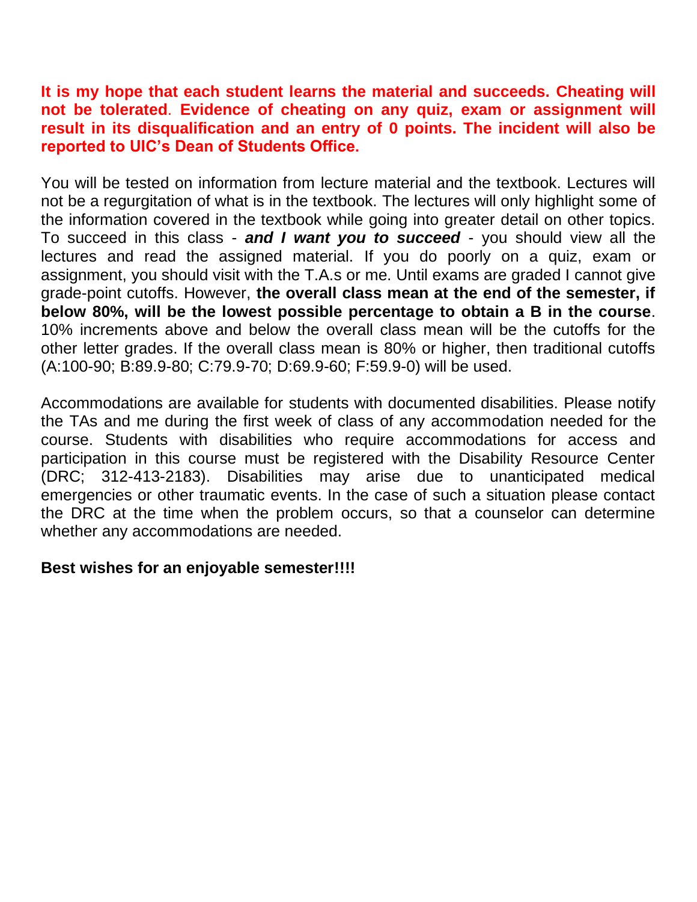**It is my hope that each student learns the material and succeeds. Cheating will not be tolerated. Evidence of cheating on any quiz, exam or assignment will result in its disqualification and an entry of 0 points. The incident will also be reported to UIC's Dean of Students Office.**

You will be tested on information from lecture material and the textbook. Lectures will not be a regurgitation of what is in the textbook. The lectures will only highlight some of the information covered in the textbook while going into greater detail on other topics. To succeed in this class - ***and I want you to succeed*** - you should view all the lectures and read the assigned material. If you do poorly on a quiz, exam or assignment, you should visit with the T.A.s or me. Until exams are graded I cannot give grade-point cutoffs. However, **the overall class mean at the end of the semester, if below 80%, will be the lowest possible percentage to obtain a B in the course**. 10% increments above and below the overall class mean will be the cutoffs for the other letter grades. If the overall class mean is 80% or higher, then traditional cutoffs (A:100-90; B:89.9-80; C:79.9-70; D:69.9-60; F:59.9-0) will be used.

Accommodations are available for students with documented disabilities. Please notify the TAs and me during the first week of class of any accommodation needed for the course. Students with disabilities who require accommodations for access and participation in this course must be registered with the Disability Resource Center (DRC; 312-413-2183). Disabilities may arise due to unanticipated medical emergencies or other traumatic events. In the case of such a situation please contact the DRC at the time when the problem occurs, so that a counselor can determine whether any accommodations are needed.

**Best wishes for an enjoyable semester!!!!**